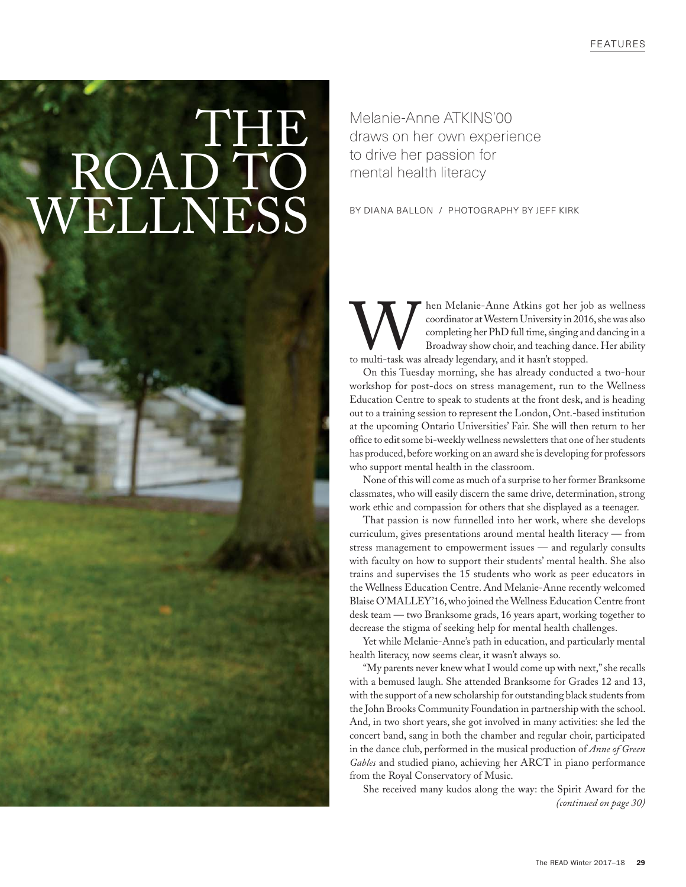# THE ROAD TO WELLNESS

Melanie-Anne ATKINS'00 draws on her own experience to drive her passion for mental health literacy

BY DIANA BALLON / PHOTOGRAPHY BY JEFF KIRK

When Melanie-Anne Atkins got her job as wellness coordinator at Western University in 2016, she was also completing her PhD full time, singing and dancing in a Broadway show choir, and teaching dance. Her ability to multi-task was already legendary, and it hasn't stopped.

On this Tuesday morning, she has already conducted a two-hour workshop for post-docs on stress management, run to the Wellness Education Centre to speak to students at the front desk, and is heading out to a training session to represent the London, Ont.-based institution at the upcoming Ontario Universities' Fair. She will then return to her office to edit some bi-weekly wellness newsletters that one of her students has produced, before working on an award she is developing for professors who support mental health in the classroom.

None of this will come as much of a surprise to her former Branksome classmates, who will easily discern the same drive, determination, strong work ethic and compassion for others that she displayed as a teenager.

That passion is now funnelled into her work, where she develops curriculum, gives presentations around mental health literacy — from stress management to empowerment issues — and regularly consults with faculty on how to support their students' mental health. She also trains and supervises the 15 students who work as peer educators in the Wellness Education Centre. And Melanie-Anne recently welcomed Blaise O'MALLEY'16, who joined the Wellness Education Centre front desk team — two Branksome grads, 16 years apart, working together to decrease the stigma of seeking help for mental health challenges.

Yet while Melanie-Anne's path in education, and particularly mental health literacy, now seems clear, it wasn't always so.

"My parents never knew what I would come up with next," she recalls with a bemused laugh. She attended Branksome for Grades 12 and 13, with the support of a new scholarship for outstanding black students from the John Brooks Community Foundation in partnership with the school. And, in two short years, she got involved in many activities: she led the concert band, sang in both the chamber and regular choir, participated in the dance club, performed in the musical production of *Anne of Green Gables* and studied piano, achieving her ARCT in piano performance from the Royal Conservatory of Music.

She received many kudos along the way: the Spirit Award for the

*(continued on page 30)*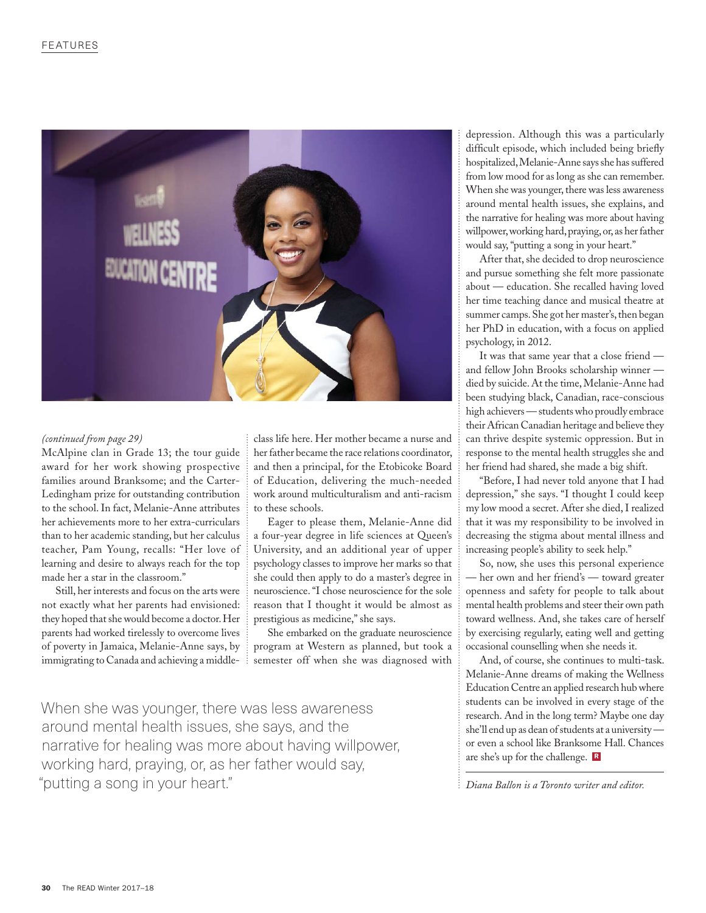*(continued from page 29)*

McAlpine clan in Grade 13; the tour guide award for her work showing prospective families around Branksome; and the Carter-Ledingham prize for outstanding contribution to the school. In fact, Melanie-Anne attributes her achievements more to her extra-curriculars than to her academic standing, but her calculus teacher, Pam Young, recalls: "Her love of learning and desire to always reach for the top made her a star in the classroom."

Still, her interests and focus on the arts were not exactly what her parents had envisioned: they hoped that she would become a doctor. Her parents had worked tirelessly to overcome lives of poverty in Jamaica, Melanie-Anne says, by immigrating to Canada and achieving a middle-class life here. Her mother became a nurse and her father became the race relations coordinator, and then a principal, for the Etobicoke Board of Education, delivering the much-needed work around multiculturalism and anti-racism to these schools.

Eager to please them, Melanie-Anne did a four-year degree in life sciences at Queen's University, and an additional year of upper psychology classes to improve her marks so that she could then apply to do a master's degree in neuroscience. "I chose neuroscience for the sole reason that I thought it would be almost as prestigious as medicine," she says.

She embarked on the graduate neuroscience program at Western as planned, but took a semester off when she was diagnosed with depression. Although this was a particularly difficult episode, which included being briefly hospitalized, Melanie-Anne says she has suffered from low mood for as long as she can remember. When she was younger, there was less awareness around mental health issues, she explains, and the narrative for healing was more about having willpower, working hard, praying, or, as her father would say, "putting a song in your heart."

> When she was younger, there was less awareness around mental health issues, she says, and the narrative for healing was more about having willpower, working hard, praying, or, as her father would say, "putting a song in your heart."

After that, she decided to drop neuroscience and pursue something she felt more passionate about — education. She recalled having loved her time teaching dance and musical theatre at summer camps. She got her master's, then began her PhD in education, with a focus on applied psychology, in 2012.

It was that same year that a close friend — and fellow John Brooks scholarship winner — died by suicide. At the time, Melanie-Anne had been studying black, Canadian, race-conscious high achievers — students who proudly embrace their African Canadian heritage and believe they can thrive despite systemic oppression. But in response to the mental health struggles she and her friend had shared, she made a big shift.

"Before, I had never told anyone that I had depression," she says. "I thought I could keep my low mood a secret. After she died, I realized that it was my responsibility to be involved in decreasing the stigma about mental illness and increasing people's ability to seek help."

So, now, she uses this personal experience — her own and her friend's — toward greater openness and safety for people to talk about mental health problems and steer their own path toward wellness. And, she takes care of herself by exercising regularly, eating well and getting occasional counselling when she needs it.

And, of course, she continues to multi-task. Melanie-Anne dreams of making the Wellness Education Centre an applied research hub where students can be involved in every stage of the research. And in the long term? Maybe one day she'll end up as dean of students at a university — or even a school like Branksome Hall. Chances are she's up for the challenge.

*Diana Ballon is a Toronto writer and editor.*